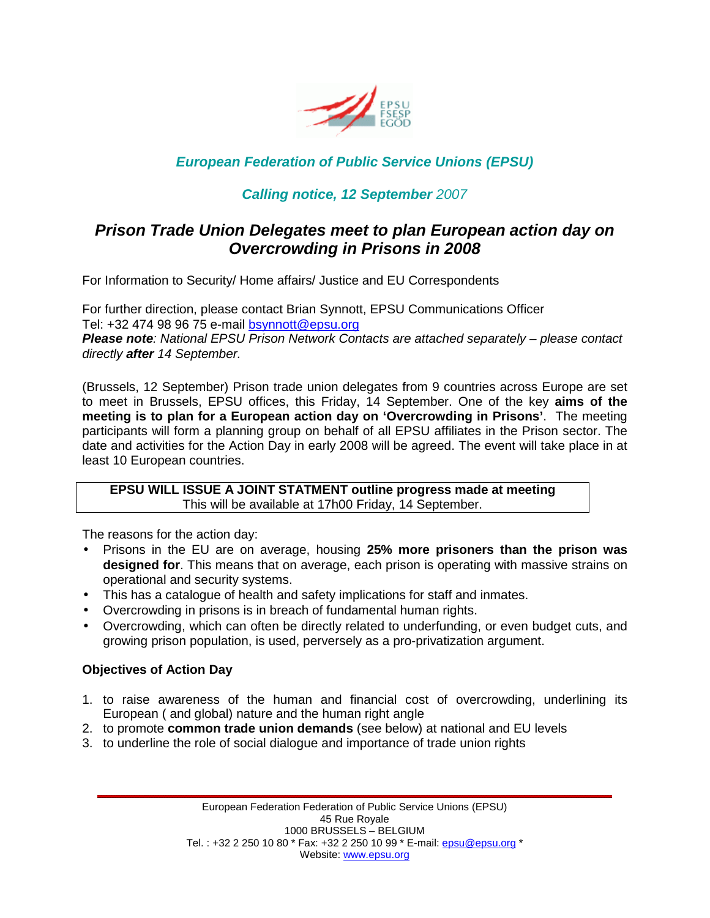*European Federation of Public Service Unions (EPSU)*

*Calling notice, 12 September 2007*

# *Prison Trade Union Delegates meet to plan European action day on Overcrowding in Prisons in 2008*

For Information to Security/ Home affairs/ Justice and EU Correspondents

For further direction, please contact Brian Synnott, EPSU Communications Officer
Tel: +32 474 98 96 75 e-mail bsynnott@epsu.org
***Please note****: National EPSU Prison Network Contacts are attached separately – please contact directly* ***after*** *14 September.*

(Brussels, 12 September) Prison trade union delegates from 9 countries across Europe are set to meet in Brussels, EPSU offices, this Friday, 14 September. One of the key **aims of the meeting is to plan for a European action day on 'Overcrowding in Prisons'**. The meeting participants will form a planning group on behalf of all EPSU affiliates in the Prison sector. The date and activities for the Action Day in early 2008 will be agreed. The event will take place in at least 10 European countries.

**EPSU WILL ISSUE A JOINT STATMENT outline progress made at meeting**
This will be available at 17h00 Friday, 14 September.

The reasons for the action day:

- Prisons in the EU are on average, housing **25% more prisoners than the prison was designed for**. This means that on average, each prison is operating with massive strains on operational and security systems.
- This has a catalogue of health and safety implications for staff and inmates.
- Overcrowding in prisons is in breach of fundamental human rights.
- Overcrowding, which can often be directly related to underfunding, or even budget cuts, and growing prison population, is used, perversely as a pro-privatization argument.

**Objectives of Action Day**

1. to raise awareness of the human and financial cost of overcrowding, underlining its European ( and global) nature and the human right angle
2. to promote **common trade union demands** (see below) at national and EU levels
3. to underline the role of social dialogue and importance of trade union rights

European Federation Federation of Public Service Unions (EPSU)
45 Rue Royale
1000 BRUSSELS – BELGIUM
Tel. : +32 2 250 10 80 * Fax: +32 2 250 10 99 * E-mail: epsu@epsu.org *
Website: www.epsu.org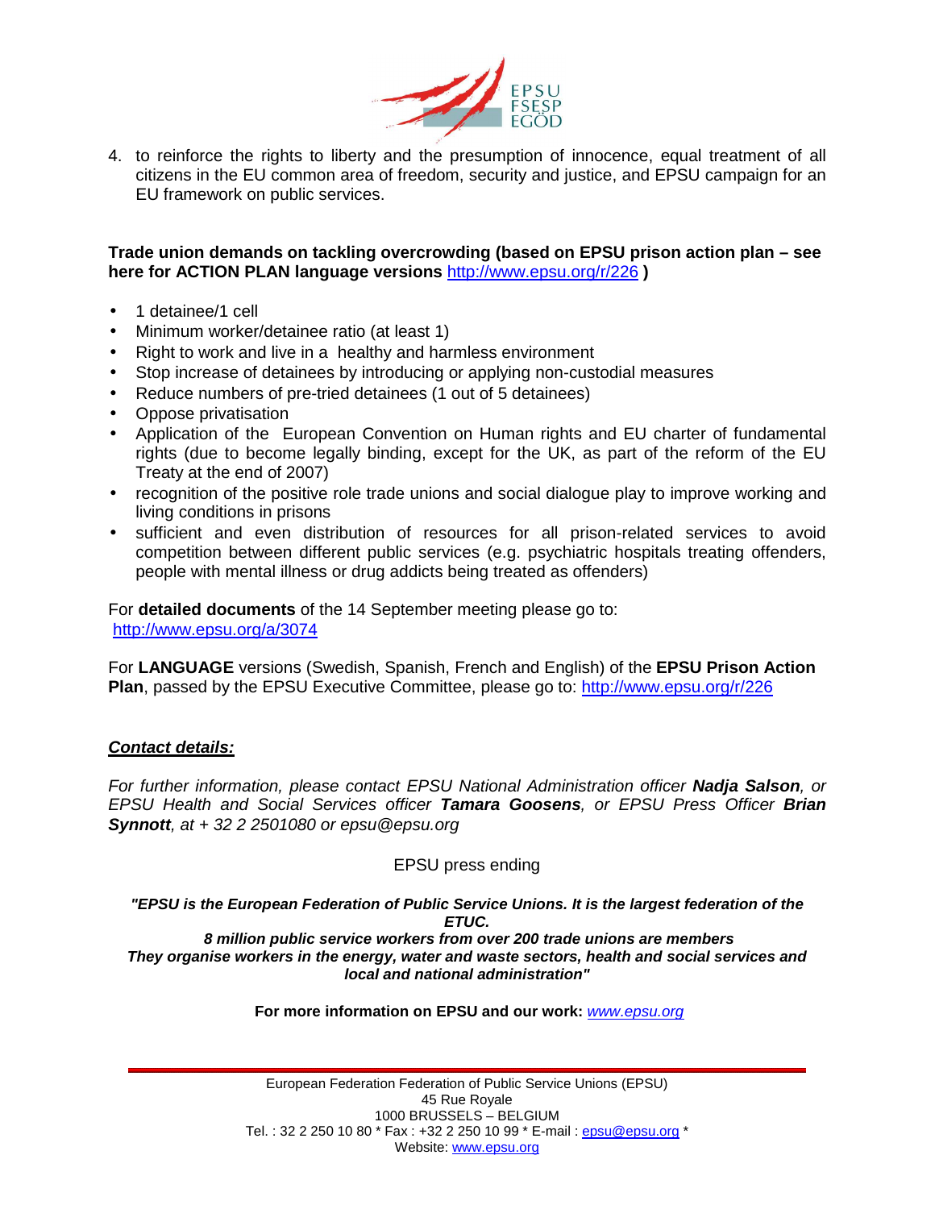4. to reinforce the rights to liberty and the presumption of innocence, equal treatment of all citizens in the EU common area of freedom, security and justice, and EPSU campaign for an EU framework on public services.

**Trade union demands on tackling overcrowding (based on EPSU prison action plan – see here for ACTION PLAN language versions** http://www.epsu.org/r/226 **)**

- 1 detainee/1 cell
- Minimum worker/detainee ratio (at least 1)
- Right to work and live in a healthy and harmless environment
- Stop increase of detainees by introducing or applying non-custodial measures
- Reduce numbers of pre-tried detainees (1 out of 5 detainees)
- Oppose privatisation
- Application of the European Convention on Human rights and EU charter of fundamental rights (due to become legally binding, except for the UK, as part of the reform of the EU Treaty at the end of 2007)
- recognition of the positive role trade unions and social dialogue play to improve working and living conditions in prisons
- sufficient and even distribution of resources for all prison-related services to avoid competition between different public services (e.g. psychiatric hospitals treating offenders, people with mental illness or drug addicts being treated as offenders)

For **detailed documents** of the 14 September meeting please go to:
http://www.epsu.org/a/3074

For **LANGUAGE** versions (Swedish, Spanish, French and English) of the **EPSU Prison Action Plan**, passed by the EPSU Executive Committee, please go to: http://www.epsu.org/r/226

***Contact details:***

*For further information, please contact EPSU National Administration officer **Nadja Salson**, or EPSU Health and Social Services officer **Tamara Goosens**, or EPSU Press Officer **Brian Synnott**, at + 32 2 2501080 or epsu@epsu.org*

EPSU press ending

***"EPSU is the European Federation of Public Service Unions. It is the largest federation of the ETUC.***
***8 million public service workers from over 200 trade unions are members***
***They organise workers in the energy, water and waste sectors, health and social services and local and national administration"***

**For more information on EPSU and our work:** *www.epsu.org*

European Federation Federation of Public Service Unions (EPSU)
45 Rue Royale
1000 BRUSSELS – BELGIUM
Tel. : 32 2 250 10 80 * Fax : +32 2 250 10 99 * E-mail : epsu@epsu.org *
Website: www.epsu.org